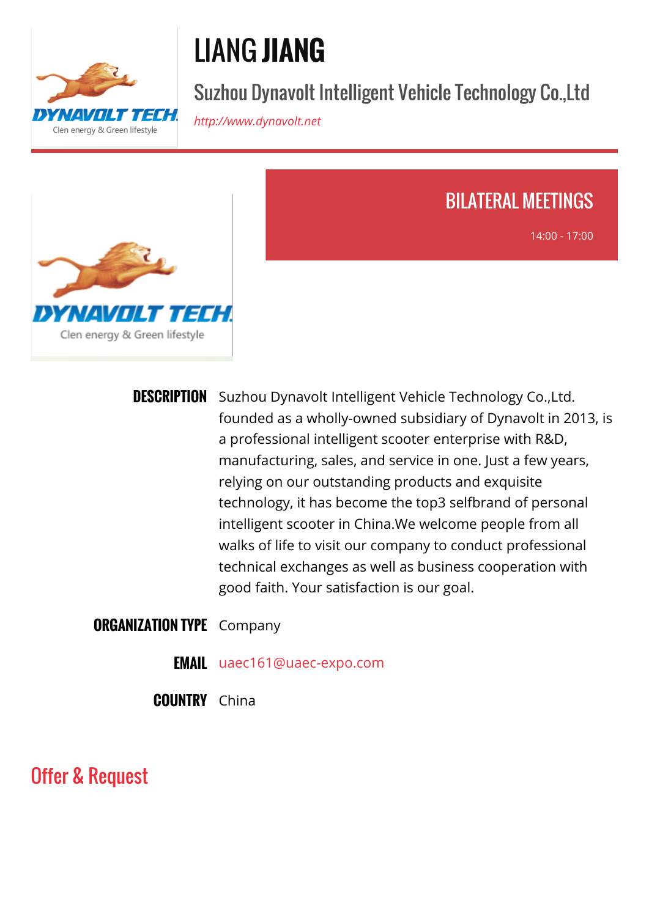# LIANG **JIANG**

## Suzhou Dynavolt Intelligent Vehicle Technology Co.,Ltd

*http://www.dynavolt.net*

## BILATERAL MEETINGS

14:00 - 17:00

**DESCRIPTION** Suzhou Dynavolt Intelligent Vehicle Technology Co.,Ltd. founded as a wholly-owned subsidiary of Dynavolt in 2013, is a professional intelligent scooter enterprise with R&D, manufacturing, sales, and service in one. Just a few years, relying on our outstanding products and exquisite technology, it has become the top3 selfbrand of personal intelligent scooter in China.We welcome people from all walks of life to visit our company to conduct professional technical exchanges as well as business cooperation with good faith. Your satisfaction is our goal.

**ORGANIZATION TYPE** Company

**EMAIL** uaec161@uaec-expo.com

**COUNTRY** China

## Offer & Request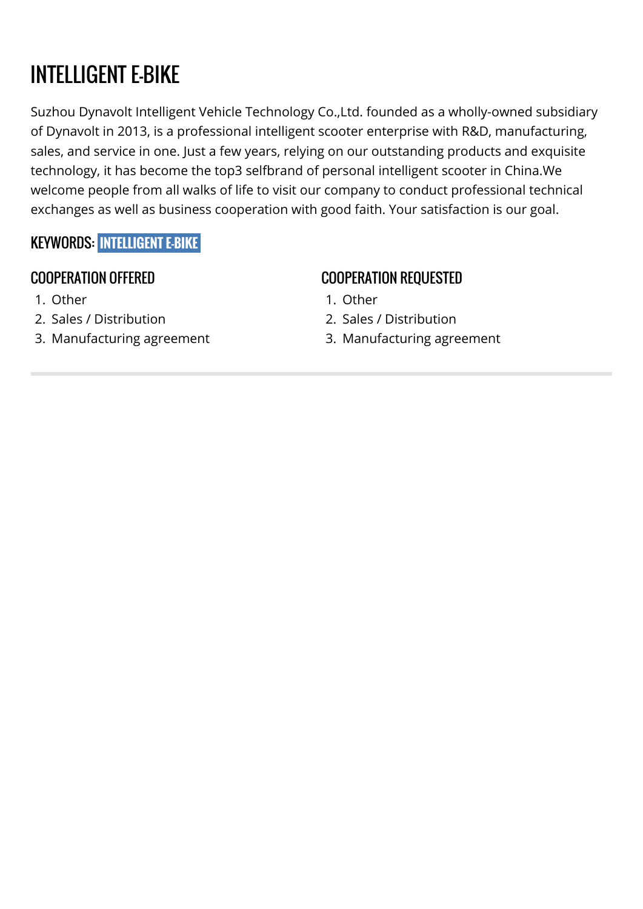# INTELLIGENT E-BIKE

Suzhou Dynavolt Intelligent Vehicle Technology Co.,Ltd. founded as a wholly-owned subsidiary of Dynavolt in 2013, is a professional intelligent scooter enterprise with R&D, manufacturing, sales, and service in one. Just a few years, relying on our outstanding products and exquisite technology, it has become the top3 selfbrand of personal intelligent scooter in China.We welcome people from all walks of life to visit our company to conduct professional technical exchanges as well as business cooperation with good faith. Your satisfaction is our goal.

### KEYWORDS: INTELLIGENT E-BIKE

### COOPERATION OFFERED

1. Other
2. Sales / Distribution
3. Manufacturing agreement

### COOPERATION REQUESTED

1. Other
2. Sales / Distribution
3. Manufacturing agreement